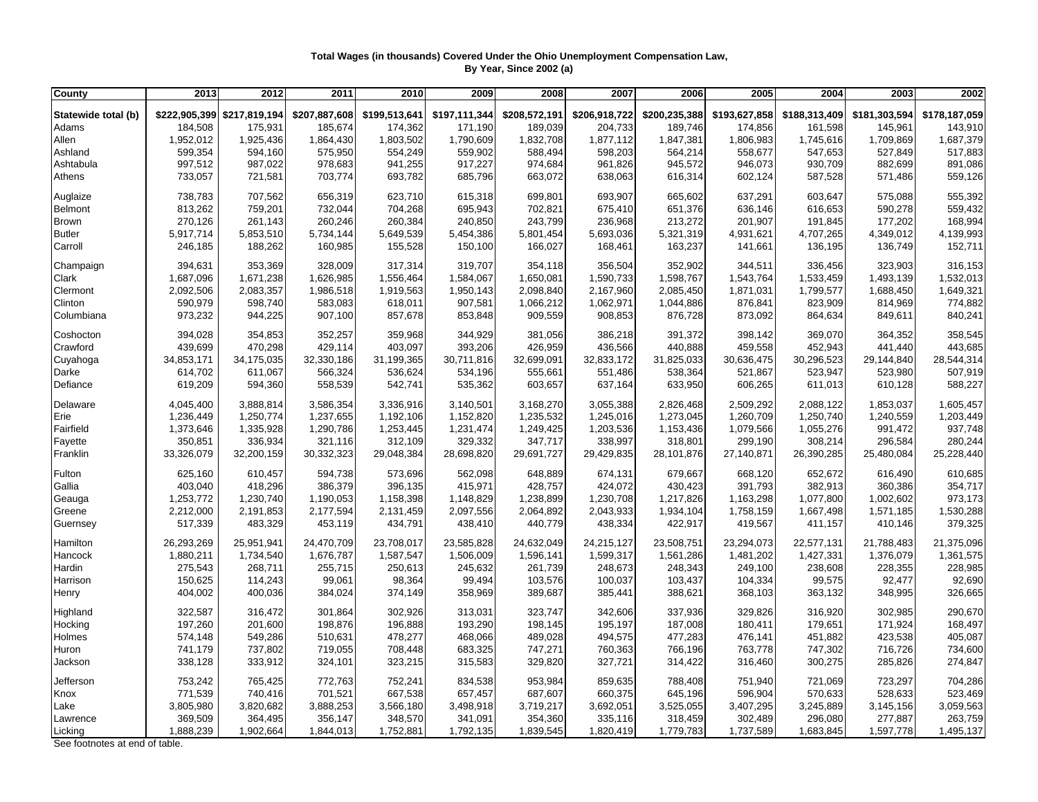**Total Wages (in thousands) Covered Under the Ohio Unemployment Compensation Law, By Year, Since 2002 (a)**

| County | 2013 | 2012 | 2011 | 2010 | 2009 | 2008 | 2007 | 2006 | 2005 | 2004 | 2003 | 2002 |
|---|---|---|---|---|---|---|---|---|---|---|---|---|
| Statewide total (b) | $222,905,399 | $217,819,194 | $207,887,608 | $199,513,641 | $197,111,344 | $208,572,191 | $206,918,722 | $200,235,388 | $193,627,858 | $188,313,409 | $181,303,594 | $178,187,059 |
| Adams | 184,508 | 175,931 | 185,674 | 174,362 | 171,190 | 189,039 | 204,733 | 189,746 | 174,856 | 161,598 | 145,961 | 143,910 |
| Allen | 1,952,012 | 1,925,436 | 1,864,430 | 1,803,502 | 1,790,609 | 1,832,708 | 1,877,112 | 1,847,381 | 1,806,983 | 1,745,616 | 1,709,869 | 1,687,379 |
| Ashland | 599,354 | 594,160 | 575,950 | 554,249 | 559,902 | 588,494 | 598,203 | 564,214 | 558,677 | 547,653 | 527,849 | 517,883 |
| Ashtabula | 997,512 | 987,022 | 978,683 | 941,255 | 917,227 | 974,684 | 961,826 | 945,572 | 946,073 | 930,709 | 882,699 | 891,086 |
| Athens | 733,057 | 721,581 | 703,774 | 693,782 | 685,796 | 663,072 | 638,063 | 616,314 | 602,124 | 587,528 | 571,486 | 559,126 |
| Auglaize | 738,783 | 707,562 | 656,319 | 623,710 | 615,318 | 699,801 | 693,907 | 665,602 | 637,291 | 603,647 | 575,088 | 555,392 |
| Belmont | 813,262 | 759,201 | 732,044 | 704,268 | 695,943 | 702,821 | 675,410 | 651,376 | 636,146 | 616,653 | 590,278 | 559,432 |
| Brown | 270,126 | 261,143 | 260,246 | 260,384 | 240,850 | 243,799 | 236,968 | 213,272 | 201,907 | 191,845 | 177,202 | 168,994 |
| Butler | 5,917,714 | 5,853,510 | 5,734,144 | 5,649,539 | 5,454,386 | 5,801,454 | 5,693,036 | 5,321,319 | 4,931,621 | 4,707,265 | 4,349,012 | 4,139,993 |
| Carroll | 246,185 | 188,262 | 160,985 | 155,528 | 150,100 | 166,027 | 168,461 | 163,237 | 141,661 | 136,195 | 136,749 | 152,711 |
| Champaign | 394,631 | 353,369 | 328,009 | 317,314 | 319,707 | 354,118 | 356,504 | 352,902 | 344,511 | 336,456 | 323,903 | 316,153 |
| Clark | 1,687,096 | 1,671,238 | 1,626,985 | 1,556,464 | 1,584,067 | 1,650,081 | 1,590,733 | 1,598,767 | 1,543,764 | 1,533,459 | 1,493,139 | 1,532,013 |
| Clermont | 2,092,506 | 2,083,357 | 1,986,518 | 1,919,563 | 1,950,143 | 2,098,840 | 2,167,960 | 2,085,450 | 1,871,031 | 1,799,577 | 1,688,450 | 1,649,321 |
| Clinton | 590,979 | 598,740 | 583,083 | 618,011 | 907,581 | 1,066,212 | 1,062,971 | 1,044,886 | 876,841 | 823,909 | 814,969 | 774,882 |
| Columbiana | 973,232 | 944,225 | 907,100 | 857,678 | 853,848 | 909,559 | 908,853 | 876,728 | 873,092 | 864,634 | 849,611 | 840,241 |
| Coshocton | 394,028 | 354,853 | 352,257 | 359,968 | 344,929 | 381,056 | 386,218 | 391,372 | 398,142 | 369,070 | 364,352 | 358,545 |
| Crawford | 439,699 | 470,298 | 429,114 | 403,097 | 393,206 | 426,959 | 436,566 | 440,888 | 459,558 | 452,943 | 441,440 | 443,685 |
| Cuyahoga | 34,853,171 | 34,175,035 | 32,330,186 | 31,199,365 | 30,711,816 | 32,699,091 | 32,833,172 | 31,825,033 | 30,636,475 | 30,296,523 | 29,144,840 | 28,544,314 |
| Darke | 614,702 | 611,067 | 566,324 | 536,624 | 534,196 | 555,661 | 551,486 | 538,364 | 521,867 | 523,947 | 523,980 | 507,919 |
| Defiance | 619,209 | 594,360 | 558,539 | 542,741 | 535,362 | 603,657 | 637,164 | 633,950 | 606,265 | 611,013 | 610,128 | 588,227 |
| Delaware | 4,045,400 | 3,888,814 | 3,586,354 | 3,336,916 | 3,140,501 | 3,168,270 | 3,055,388 | 2,826,468 | 2,509,292 | 2,088,122 | 1,853,037 | 1,605,457 |
| Erie | 1,236,449 | 1,250,774 | 1,237,655 | 1,192,106 | 1,152,820 | 1,235,532 | 1,245,016 | 1,273,045 | 1,260,709 | 1,250,740 | 1,240,559 | 1,203,449 |
| Fairfield | 1,373,646 | 1,335,928 | 1,290,786 | 1,253,445 | 1,231,474 | 1,249,425 | 1,203,536 | 1,153,436 | 1,079,566 | 1,055,276 | 991,472 | 937,748 |
| Fayette | 350,851 | 336,934 | 321,116 | 312,109 | 329,332 | 347,717 | 338,997 | 318,801 | 299,190 | 308,214 | 296,584 | 280,244 |
| Franklin | 33,326,079 | 32,200,159 | 30,332,323 | 29,048,384 | 28,698,820 | 29,691,727 | 29,429,835 | 28,101,876 | 27,140,871 | 26,390,285 | 25,480,084 | 25,228,440 |
| Fulton | 625,160 | 610,457 | 594,738 | 573,696 | 562,098 | 648,889 | 674,131 | 679,667 | 668,120 | 652,672 | 616,490 | 610,685 |
| Gallia | 403,040 | 418,296 | 386,379 | 396,135 | 415,971 | 428,757 | 424,072 | 430,423 | 391,793 | 382,913 | 360,386 | 354,717 |
| Geauga | 1,253,772 | 1,230,740 | 1,190,053 | 1,158,398 | 1,148,829 | 1,238,899 | 1,230,708 | 1,217,826 | 1,163,298 | 1,077,800 | 1,002,602 | 973,173 |
| Greene | 2,212,000 | 2,191,853 | 2,177,594 | 2,131,459 | 2,097,556 | 2,064,892 | 2,043,933 | 1,934,104 | 1,758,159 | 1,667,498 | 1,571,185 | 1,530,288 |
| Guernsey | 517,339 | 483,329 | 453,119 | 434,791 | 438,410 | 440,779 | 438,334 | 422,917 | 419,567 | 411,157 | 410,146 | 379,325 |
| Hamilton | 26,293,269 | 25,951,941 | 24,470,709 | 23,708,017 | 23,585,828 | 24,632,049 | 24,215,127 | 23,508,751 | 23,294,073 | 22,577,131 | 21,788,483 | 21,375,096 |
| Hancock | 1,880,211 | 1,734,540 | 1,676,787 | 1,587,547 | 1,506,009 | 1,596,141 | 1,599,317 | 1,561,286 | 1,481,202 | 1,427,331 | 1,376,079 | 1,361,575 |
| Hardin | 275,543 | 268,711 | 255,715 | 250,613 | 245,632 | 261,739 | 248,673 | 248,343 | 249,100 | 238,608 | 228,355 | 228,985 |
| Harrison | 150,625 | 114,243 | 99,061 | 98,364 | 99,494 | 103,576 | 100,037 | 103,437 | 104,334 | 99,575 | 92,477 | 92,690 |
| Henry | 404,002 | 400,036 | 384,024 | 374,149 | 358,969 | 389,687 | 385,441 | 388,621 | 368,103 | 363,132 | 348,995 | 326,665 |
| Highland | 322,587 | 316,472 | 301,864 | 302,926 | 313,031 | 323,747 | 342,606 | 337,936 | 329,826 | 316,920 | 302,985 | 290,670 |
| Hocking | 197,260 | 201,600 | 198,876 | 196,888 | 193,290 | 198,145 | 195,197 | 187,008 | 180,411 | 179,651 | 171,924 | 168,497 |
| Holmes | 574,148 | 549,286 | 510,631 | 478,277 | 468,066 | 489,028 | 494,575 | 477,283 | 476,141 | 451,882 | 423,538 | 405,087 |
| Huron | 741,179 | 737,802 | 719,055 | 708,448 | 683,325 | 747,271 | 760,363 | 766,196 | 763,778 | 747,302 | 716,726 | 734,600 |
| Jackson | 338,128 | 333,912 | 324,101 | 323,215 | 315,583 | 329,820 | 327,721 | 314,422 | 316,460 | 300,275 | 285,826 | 274,847 |
| Jefferson | 753,242 | 765,425 | 772,763 | 752,241 | 834,538 | 953,984 | 859,635 | 788,408 | 751,940 | 721,069 | 723,297 | 704,286 |
| Knox | 771,539 | 740,416 | 701,521 | 667,538 | 657,457 | 687,607 | 660,375 | 645,196 | 596,904 | 570,633 | 528,633 | 523,469 |
| Lake | 3,805,980 | 3,820,682 | 3,888,253 | 3,566,180 | 3,498,918 | 3,719,217 | 3,692,051 | 3,525,055 | 3,407,295 | 3,245,889 | 3,145,156 | 3,059,563 |
| Lawrence | 369,509 | 364,495 | 356,147 | 348,570 | 341,091 | 354,360 | 335,116 | 318,459 | 302,489 | 296,080 | 277,887 | 263,759 |
| Licking | 1,888,239 | 1,902,664 | 1,844,013 | 1,752,881 | 1,792,135 | 1,839,545 | 1,820,419 | 1,779,783 | 1,737,589 | 1,683,845 | 1,597,778 | 1,495,137 |

See footnotes at end of table.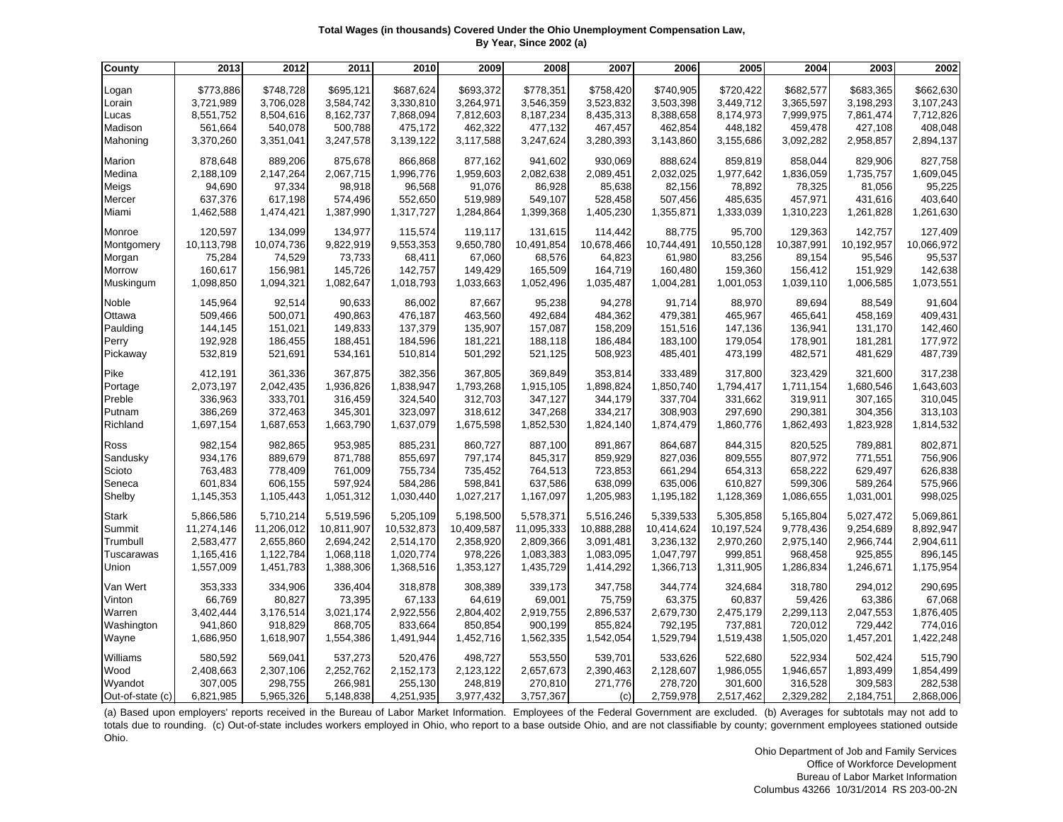**Total Wages (in thousands) Covered Under the Ohio Unemployment Compensation Law, By Year, Since 2002 (a)**

| County | 2013 | 2012 | 2011 | 2010 | 2009 | 2008 | 2007 | 2006 | 2005 | 2004 | 2003 | 2002 |
|---|---|---|---|---|---|---|---|---|---|---|---|---|
| Logan | $773,886 | $748,728 | $695,121 | $687,624 | $693,372 | $778,351 | $758,420 | $740,905 | $720,422 | $682,577 | $683,365 | $662,630 |
| Lorain | 3,721,989 | 3,706,028 | 3,584,742 | 3,330,810 | 3,264,971 | 3,546,359 | 3,523,832 | 3,503,398 | 3,449,712 | 3,365,597 | 3,198,293 | 3,107,243 |
| Lucas | 8,551,752 | 8,504,616 | 8,162,737 | 7,868,094 | 7,812,603 | 8,187,234 | 8,435,313 | 8,388,658 | 8,174,973 | 7,999,975 | 7,861,474 | 7,712,826 |
| Madison | 561,664 | 540,078 | 500,788 | 475,172 | 462,322 | 477,132 | 467,457 | 462,854 | 448,182 | 459,478 | 427,108 | 408,048 |
| Mahoning | 3,370,260 | 3,351,041 | 3,247,578 | 3,139,122 | 3,117,588 | 3,247,624 | 3,280,393 | 3,143,860 | 3,155,686 | 3,092,282 | 2,958,857 | 2,894,137 |
| Marion | 878,648 | 889,206 | 875,678 | 866,868 | 877,162 | 941,602 | 930,069 | 888,624 | 859,819 | 858,044 | 829,906 | 827,758 |
| Medina | 2,188,109 | 2,147,264 | 2,067,715 | 1,996,776 | 1,959,603 | 2,082,638 | 2,089,451 | 2,032,025 | 1,977,642 | 1,836,059 | 1,735,757 | 1,609,045 |
| Meigs | 94,690 | 97,334 | 98,918 | 96,568 | 91,076 | 86,928 | 85,638 | 82,156 | 78,892 | 78,325 | 81,056 | 95,225 |
| Mercer | 637,376 | 617,198 | 574,496 | 552,650 | 519,989 | 549,107 | 528,458 | 507,456 | 485,635 | 457,971 | 431,616 | 403,640 |
| Miami | 1,462,588 | 1,474,421 | 1,387,990 | 1,317,727 | 1,284,864 | 1,399,368 | 1,405,230 | 1,355,871 | 1,333,039 | 1,310,223 | 1,261,828 | 1,261,630 |
| Monroe | 120,597 | 134,099 | 134,977 | 115,574 | 119,117 | 131,615 | 114,442 | 88,775 | 95,700 | 129,363 | 142,757 | 127,409 |
| Montgomery | 10,113,798 | 10,074,736 | 9,822,919 | 9,553,353 | 9,650,780 | 10,491,854 | 10,678,466 | 10,744,491 | 10,550,128 | 10,387,991 | 10,192,957 | 10,066,972 |
| Morgan | 75,284 | 74,529 | 73,733 | 68,411 | 67,060 | 68,576 | 64,823 | 61,980 | 83,256 | 89,154 | 95,546 | 95,537 |
| Morrow | 160,617 | 156,981 | 145,726 | 142,757 | 149,429 | 165,509 | 164,719 | 160,480 | 159,360 | 156,412 | 151,929 | 142,638 |
| Muskingum | 1,098,850 | 1,094,321 | 1,082,647 | 1,018,793 | 1,033,663 | 1,052,496 | 1,035,487 | 1,004,281 | 1,001,053 | 1,039,110 | 1,006,585 | 1,073,551 |
| Noble | 145,964 | 92,514 | 90,633 | 86,002 | 87,667 | 95,238 | 94,278 | 91,714 | 88,970 | 89,694 | 88,549 | 91,604 |
| Ottawa | 509,466 | 500,071 | 490,863 | 476,187 | 463,560 | 492,684 | 484,362 | 479,381 | 465,967 | 465,641 | 458,169 | 409,431 |
| Paulding | 144,145 | 151,021 | 149,833 | 137,379 | 135,907 | 157,087 | 158,209 | 151,516 | 147,136 | 136,941 | 131,170 | 142,460 |
| Perry | 192,928 | 186,455 | 188,451 | 184,596 | 181,221 | 188,118 | 186,484 | 183,100 | 179,054 | 178,901 | 181,281 | 177,972 |
| Pickaway | 532,819 | 521,691 | 534,161 | 510,814 | 501,292 | 521,125 | 508,923 | 485,401 | 473,199 | 482,571 | 481,629 | 487,739 |
| Pike | 412,191 | 361,336 | 367,875 | 382,356 | 367,805 | 369,849 | 353,814 | 333,489 | 317,800 | 323,429 | 321,600 | 317,238 |
| Portage | 2,073,197 | 2,042,435 | 1,936,826 | 1,838,947 | 1,793,268 | 1,915,105 | 1,898,824 | 1,850,740 | 1,794,417 | 1,711,154 | 1,680,546 | 1,643,603 |
| Preble | 336,963 | 333,701 | 316,459 | 324,540 | 312,703 | 347,127 | 344,179 | 337,704 | 331,662 | 319,911 | 307,165 | 310,045 |
| Putnam | 386,269 | 372,463 | 345,301 | 323,097 | 318,612 | 347,268 | 334,217 | 308,903 | 297,690 | 290,381 | 304,356 | 313,103 |
| Richland | 1,697,154 | 1,687,653 | 1,663,790 | 1,637,079 | 1,675,598 | 1,852,530 | 1,824,140 | 1,874,479 | 1,860,776 | 1,862,493 | 1,823,928 | 1,814,532 |
| Ross | 982,154 | 982,865 | 953,985 | 885,231 | 860,727 | 887,100 | 891,867 | 864,687 | 844,315 | 820,525 | 789,881 | 802,871 |
| Sandusky | 934,176 | 889,679 | 871,788 | 855,697 | 797,174 | 845,317 | 859,929 | 827,036 | 809,555 | 807,972 | 771,551 | 756,906 |
| Scioto | 763,483 | 778,409 | 761,009 | 755,734 | 735,452 | 764,513 | 723,853 | 661,294 | 654,313 | 658,222 | 629,497 | 626,838 |
| Seneca | 601,834 | 606,155 | 597,924 | 584,286 | 598,841 | 637,586 | 638,099 | 635,006 | 610,827 | 599,306 | 589,264 | 575,966 |
| Shelby | 1,145,353 | 1,105,443 | 1,051,312 | 1,030,440 | 1,027,217 | 1,167,097 | 1,205,983 | 1,195,182 | 1,128,369 | 1,086,655 | 1,031,001 | 998,025 |
| Stark | 5,866,586 | 5,710,214 | 5,519,596 | 5,205,109 | 5,198,500 | 5,578,371 | 5,516,246 | 5,339,533 | 5,305,858 | 5,165,804 | 5,027,472 | 5,069,861 |
| Summit | 11,274,146 | 11,206,012 | 10,811,907 | 10,532,873 | 10,409,587 | 11,095,333 | 10,888,288 | 10,414,624 | 10,197,524 | 9,778,436 | 9,254,689 | 8,892,947 |
| Trumbull | 2,583,477 | 2,655,860 | 2,694,242 | 2,514,170 | 2,358,920 | 2,809,366 | 3,091,481 | 3,236,132 | 2,970,260 | 2,975,140 | 2,966,744 | 2,904,611 |
| Tuscarawas | 1,165,416 | 1,122,784 | 1,068,118 | 1,020,774 | 978,226 | 1,083,383 | 1,083,095 | 1,047,797 | 999,851 | 968,458 | 925,855 | 896,145 |
| Union | 1,557,009 | 1,451,783 | 1,388,306 | 1,368,516 | 1,353,127 | 1,435,729 | 1,414,292 | 1,366,713 | 1,311,905 | 1,286,834 | 1,246,671 | 1,175,954 |
| Van Wert | 353,333 | 334,906 | 336,404 | 318,878 | 308,389 | 339,173 | 347,758 | 344,774 | 324,684 | 318,780 | 294,012 | 290,695 |
| Vinton | 66,769 | 80,827 | 73,395 | 67,133 | 64,619 | 69,001 | 75,759 | 63,375 | 60,837 | 59,426 | 63,386 | 67,068 |
| Warren | 3,402,444 | 3,176,514 | 3,021,174 | 2,922,556 | 2,804,402 | 2,919,755 | 2,896,537 | 2,679,730 | 2,475,179 | 2,299,113 | 2,047,553 | 1,876,405 |
| Washington | 941,860 | 918,829 | 868,705 | 833,664 | 850,854 | 900,199 | 855,824 | 792,195 | 737,881 | 720,012 | 729,442 | 774,016 |
| Wayne | 1,686,950 | 1,618,907 | 1,554,386 | 1,491,944 | 1,452,716 | 1,562,335 | 1,542,054 | 1,529,794 | 1,519,438 | 1,505,020 | 1,457,201 | 1,422,248 |
| Williams | 580,592 | 569,041 | 537,273 | 520,476 | 498,727 | 553,550 | 539,701 | 533,626 | 522,680 | 522,934 | 502,424 | 515,790 |
| Wood | 2,408,663 | 2,307,106 | 2,252,762 | 2,152,173 | 2,123,122 | 2,657,673 | 2,390,463 | 2,128,607 | 1,986,055 | 1,946,657 | 1,893,499 | 1,854,499 |
| Wyandot | 307,005 | 298,755 | 266,981 | 255,130 | 248,819 | 270,810 | 271,776 | 278,720 | 301,600 | 316,528 | 309,583 | 282,538 |
| Out-of-state (c) | 6,821,985 | 5,965,326 | 5,148,838 | 4,251,935 | 3,977,432 | 3,757,367 | (c) | 2,759,978 | 2,517,462 | 2,329,282 | 2,184,751 | 2,868,006 |

(a) Based upon employers' reports received in the Bureau of Labor Market Information. Employees of the Federal Government are excluded. (b) Averages for subtotals may not add to totals due to rounding. (c) Out-of-state includes workers employed in Ohio, who report to a base outside Ohio, and are not classifiable by county; government employees stationed outside Ohio.

Ohio Department of Job and Family Services
Office of Workforce Development
Bureau of Labor Market Information
Columbus 43266 10/31/2014 RS 203-00-2N